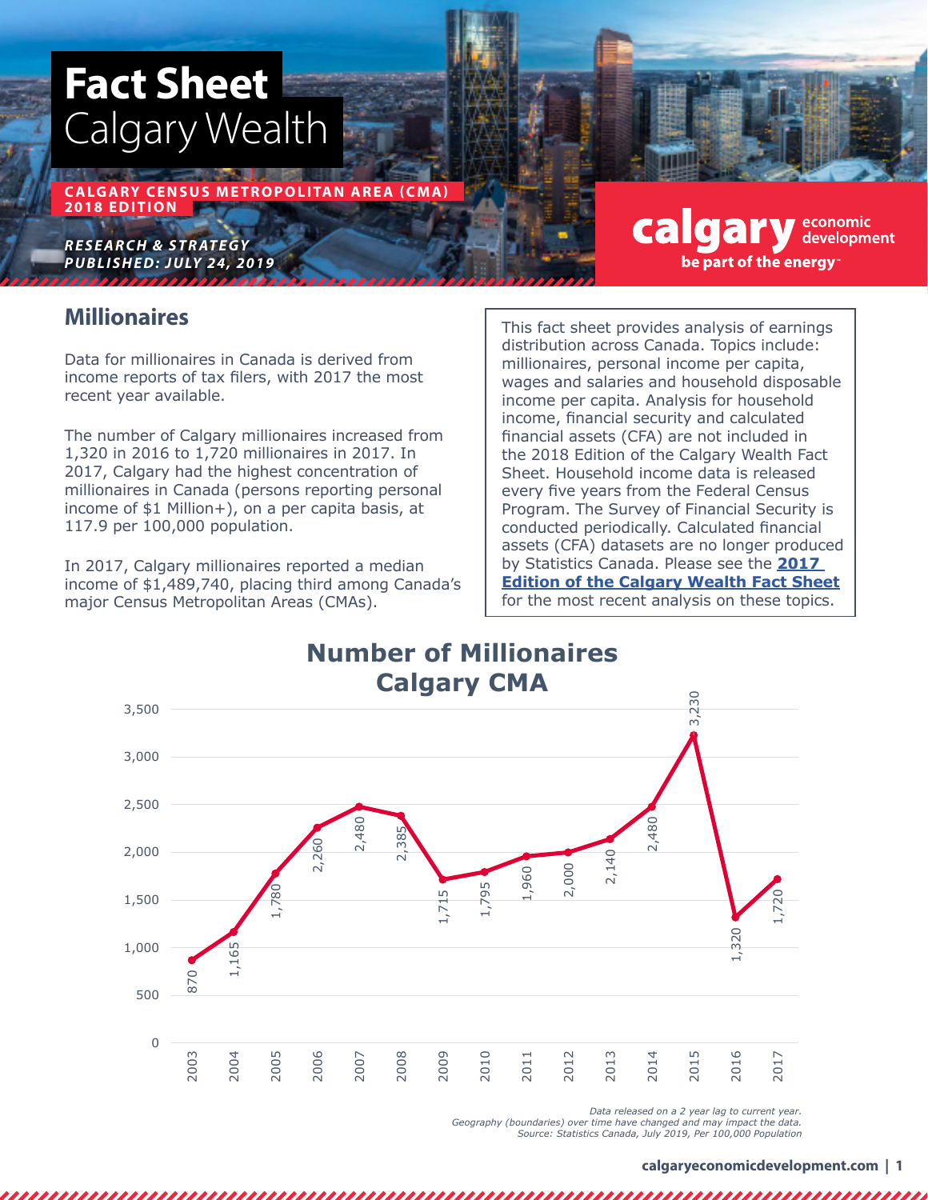# Fact Sheet
# Calgary Wealth

**CALGARY CENSUS METROPOLITAN AREA (CMA)**
**2018 EDITION**

***RESEARCH & STRATEGY***
***PUBLISHED: JULY 24, 2019***

calgary economic development
be part of the energy

## Millionaires

Data for millionaires in Canada is derived from income reports of tax filers, with 2017 the most recent year available.

The number of Calgary millionaires increased from 1,320 in 2016 to 1,720 millionaires in 2017. In 2017, Calgary had the highest concentration of millionaires in Canada (persons reporting personal income of $1 Million+), on a per capita basis, at 117.9 per 100,000 population.

In 2017, Calgary millionaires reported a median income of $1,489,740, placing third among Canada's major Census Metropolitan Areas (CMAs).

This fact sheet provides analysis of earnings distribution across Canada. Topics include: millionaires, personal income per capita, wages and salaries and household disposable income per capita. Analysis for household income, financial security and calculated financial assets (CFA) are not included in the 2018 Edition of the Calgary Wealth Fact Sheet. Household income data is released every five years from the Federal Census Program. The Survey of Financial Security is conducted periodically. Calculated financial assets (CFA) datasets are no longer produced by Statistics Canada. Please see the **2017 Edition of the Calgary Wealth Fact Sheet** for the most recent analysis on these topics.

**Number of Millionaires Calgary CMA**

| Year | Number of Millionaires |
|---|---|
| 2003 | 870 |
| 2004 | 1,165 |
| 2005 | 1,780 |
| 2006 | 2,260 |
| 2007 | 2,480 |
| 2008 | 2,385 |
| 2009 | 1,715 |
| 2010 | 1,795 |
| 2011 | 1,960 |
| 2012 | 2,000 |
| 2013 | 2,140 |
| 2014 | 2,480 |
| 2015 | 3,230 |
| 2016 | 1,320 |
| 2017 | 1,720 |

*Data released on a 2 year lag to current year.*
*Geography (boundaries) over time have changed and may impact the data.*
*Source: Statistics Canada, July 2019, Per 100,000 Population*

**calgaryeconomicdevelopment.com**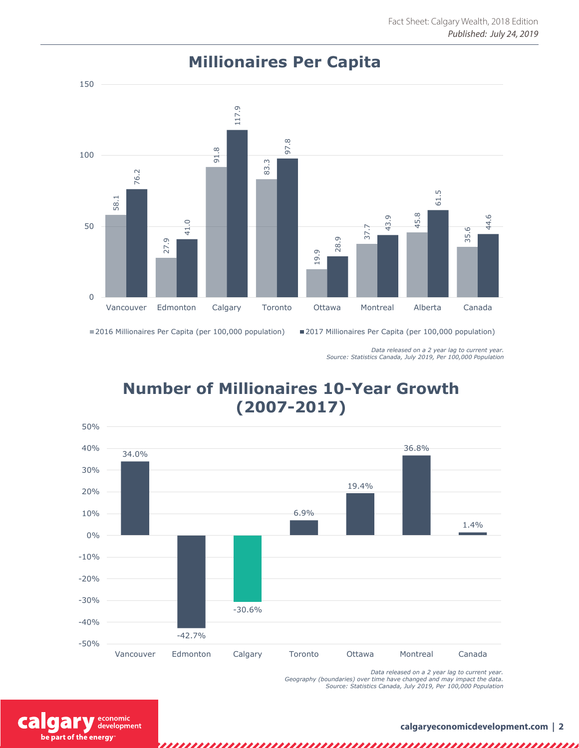## Millionaires Per Capita

| | 2016 Millionaires Per Capita (per 100,000 population) | 2017 Millionaires Per Capita (per 100,000 population) |
|---|---|---|
| Vancouver | 58.1 | 76.2 |
| Edmonton | 27.9 | 41.0 |
| Calgary | 91.8 | 117.9 |
| Toronto | 83.3 | 97.8 |
| Ottawa | 19.9 | 28.9 |
| Montreal | 37.7 | 43.9 |
| Alberta | 45.8 | 61.5 |
| Canada | 35.6 | 44.6 |

*Data released on a 2 year lag to current year.*
*Source: Statistics Canada, July 2019, Per 100,000 Population*

## Number of Millionaires 10-Year Growth (2007-2017)

| | Growth |
|---|---|
| Vancouver | 34.0% |
| Edmonton | -42.7% |
| Calgary | -30.6% |
| Toronto | 6.9% |
| Ottawa | 19.4% |
| Montreal | 36.8% |
| Canada | 1.4% |

*Data released on a 2 year lag to current year.*
*Geography (boundaries) over time have changed and may impact the data.*
*Source: Statistics Canada, July 2019, Per 100,000 Population*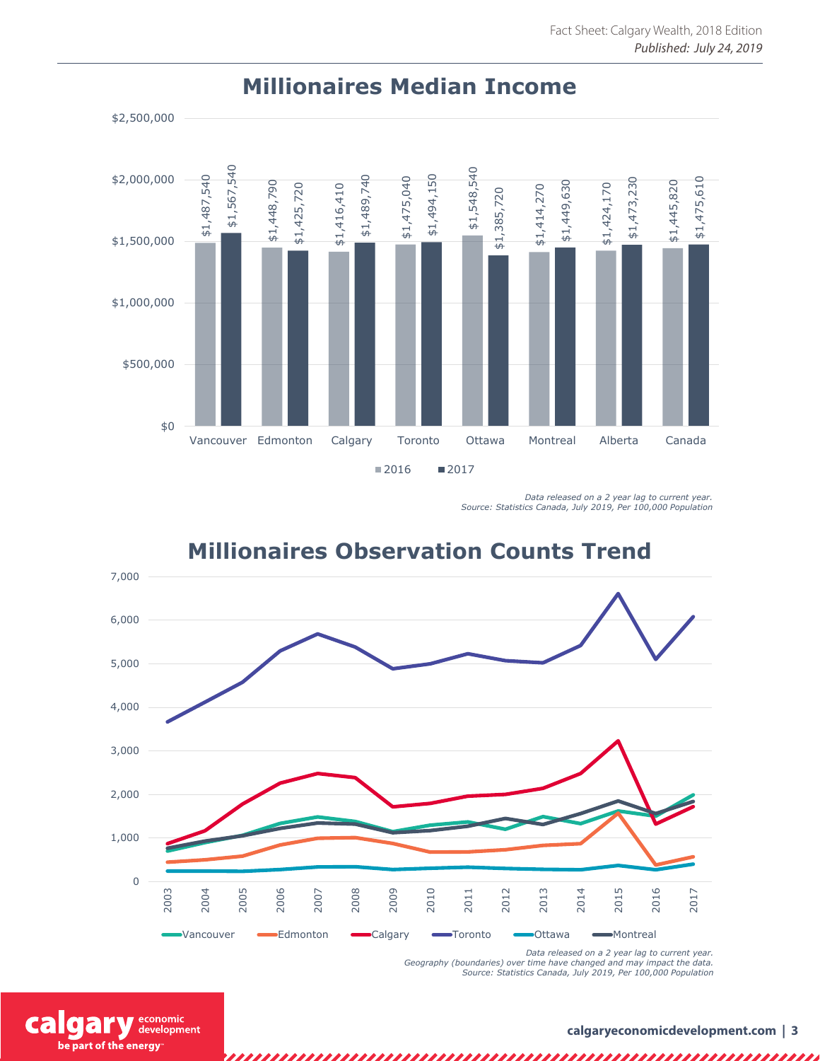## Millionaires Median Income

| | 2016 | 2017 |
|---|---|---|
| Vancouver | $1,487,540 | $1,567,540 |
| Edmonton | $1,448,790 | $1,425,720 |
| Calgary | $1,416,410 | $1,489,740 |
| Toronto | $1,475,040 | $1,494,150 |
| Ottawa | $1,548,540 | $1,385,720 |
| Montreal | $1,414,270 | $1,449,630 |
| Alberta | $1,424,170 | $1,473,230 |
| Canada | $1,445,820 | $1,475,610 |

*Data released on a 2 year lag to current year.*
*Source: Statistics Canada, July 2019, Per 100,000 Population*

## Millionaires Observation Counts Trend

Series: Vancouver, Edmonton, Calgary, Toronto, Ottawa, Montreal (2003–2017)

*Data released on a 2 year lag to current year.*
*Geography (boundaries) over time have changed and may impact the data.*
*Source: Statistics Canada, July 2019, Per 100,000 Population*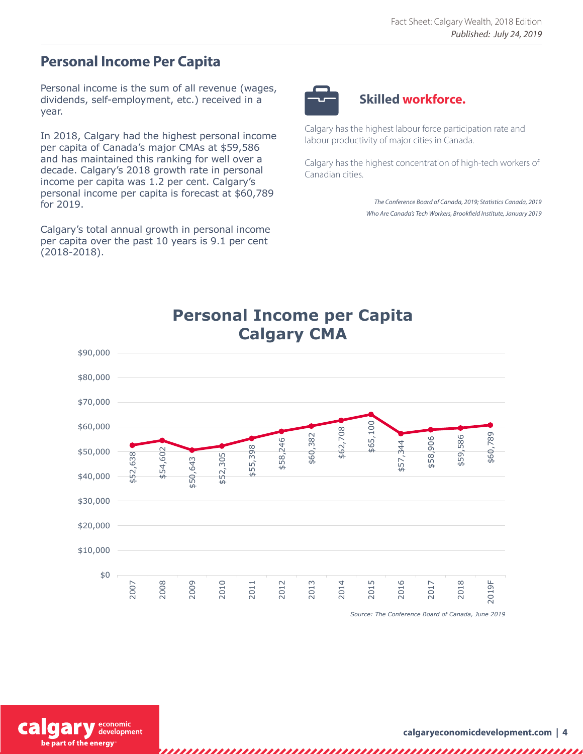## Personal Income Per Capita

Personal income is the sum of all revenue (wages, dividends, self-employment, etc.) received in a year.

In 2018, Calgary had the highest personal income per capita of Canada's major CMAs at $59,586 and has maintained this ranking for well over a decade. Calgary's 2018 growth rate in personal income per capita was 1.2 per cent. Calgary's personal income per capita is forecast at $60,789 for 2019.

Calgary's total annual growth in personal income per capita over the past 10 years is 9.1 per cent (2018-2018).

### Skilled workforce.

Calgary has the highest labour force participation rate and labour productivity of major cities in Canada.

Calgary has the highest concentration of high-tech workers of Canadian cities.

*The Conference Board of Canada, 2019; Statistics Canada, 2019*
*Who Are Canada's Tech Workers, Brookfield Institute, January 2019*

**Personal Income per Capita Calgary CMA**

| Year | Personal Income per Capita |
|---|---|
| 2007 | $52,638 |
| 2008 | $54,602 |
| 2009 | $50,643 |
| 2010 | $52,305 |
| 2011 | $55,398 |
| 2012 | $58,246 |
| 2013 | $60,382 |
| 2014 | $62,708 |
| 2015 | $65,100 |
| 2016 | $57,344 |
| 2017 | $58,906 |
| 2018 | $59,586 |
| 2019F | $60,789 |

*Source: The Conference Board of Canada, June 2019*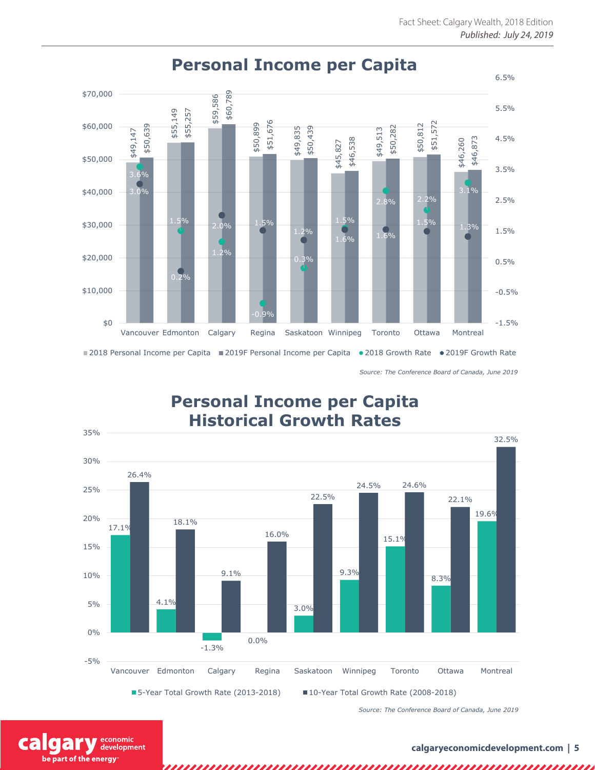## Personal Income per Capita

| City | 2018 Personal Income per Capita | 2019F Personal Income per Capita | 2018 Growth Rate | 2019F Growth Rate |
|---|---|---|---|---|
| Vancouver | $49,147 | $50,639 | 3.6% | 3.0% |
| Edmonton | $55,149 | $55,257 | 1.5% | 0.2% |
| Calgary | $59,586 | $60,789 | 1.2% | 2.0% |
| Regina | $50,899 | $51,676 | -0.9% | 1.5% |
| Saskatoon | $49,835 | $50,439 | 0.3% | 1.2% |
| Winnipeg | $45,827 | $46,538 | 1.5% | 1.6% |
| Toronto | $49,513 | $50,282 | 2.8% | 1.6% |
| Ottawa | $50,812 | $51,572 | 2.2% | 1.5% |
| Montreal | $46,260 | $46,873 | 3.1% | 1.3% |

*Source: The Conference Board of Canada, June 2019*

## Personal Income per Capita Historical Growth Rates

| City | 5-Year Total Growth Rate (2013-2018) | 10-Year Total Growth Rate (2008-2018) |
|---|---|---|
| Vancouver | 17.1% | 26.4% |
| Edmonton | 4.1% | 18.1% |
| Calgary | -1.3% | 9.1% |
| Regina | 0.0% | 16.0% |
| Saskatoon | 3.0% | 22.5% |
| Winnipeg | 9.3% | 24.5% |
| Toronto | 15.1% | 24.6% |
| Ottawa | 8.3% | 22.1% |
| Montreal | 19.6% | 32.5% |

*Source: The Conference Board of Canada, June 2019*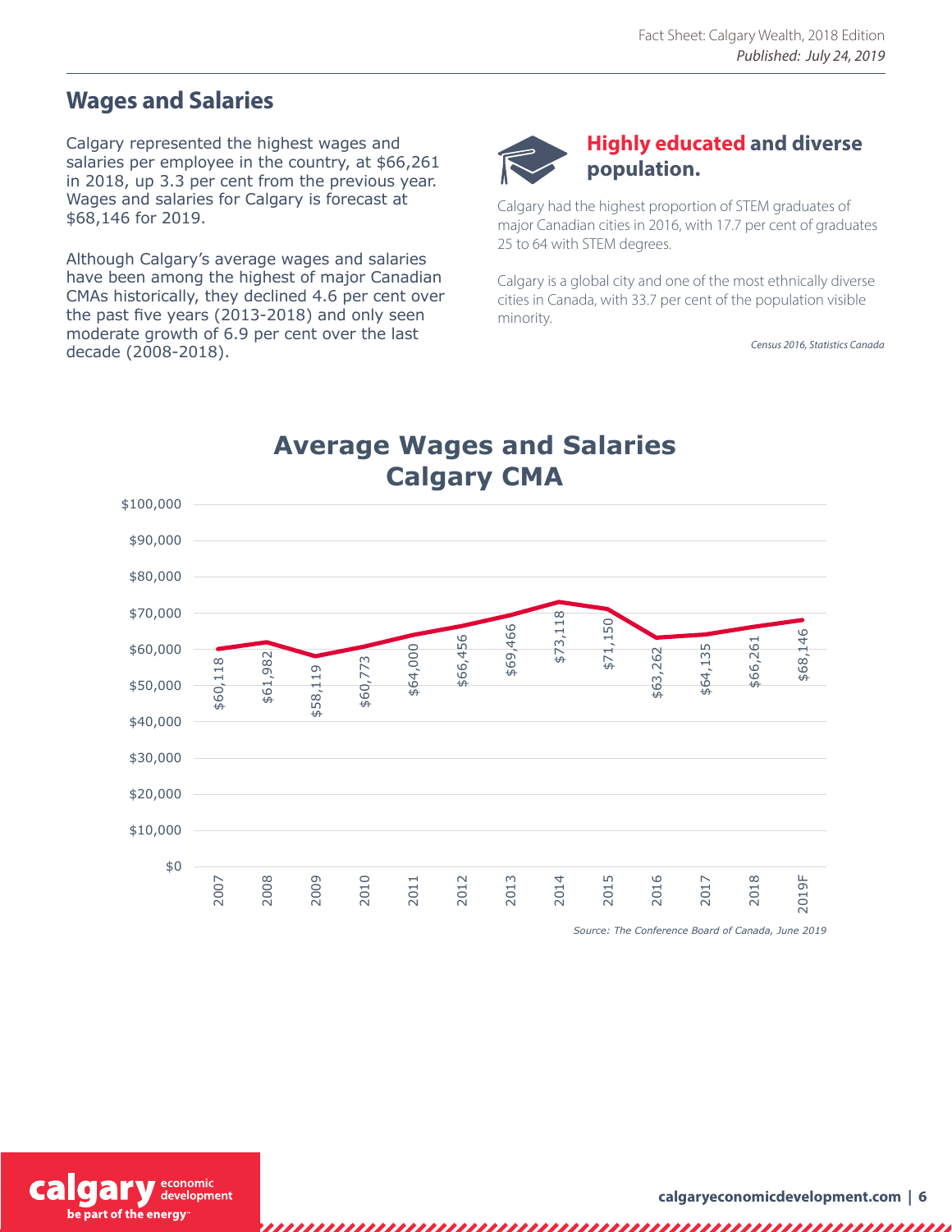## Wages and Salaries

Calgary represented the highest wages and salaries per employee in the country, at $66,261 in 2018, up 3.3 per cent from the previous year. Wages and salaries for Calgary is forecast at $68,146 for 2019.

Although Calgary's average wages and salaries have been among the highest of major Canadian CMAs historically, they declined 4.6 per cent over the past five years (2013-2018) and only seen moderate growth of 6.9 per cent over the last decade (2008-2018).

### **Highly educated** and diverse population.

Calgary had the highest proportion of STEM graduates of major Canadian cities in 2016, with 17.7 per cent of graduates 25 to 64 with STEM degrees.

Calgary is a global city and one of the most ethnically diverse cities in Canada, with 33.7 per cent of the population visible minority.

*Census 2016, Statistics Canada*

### Average Wages and Salaries Calgary CMA

| Year | Average Wages and Salaries |
|---|---|
| 2007 | $60,118 |
| 2008 | $61,982 |
| 2009 | $58,119 |
| 2010 | $60,773 |
| 2011 | $64,000 |
| 2012 | $66,456 |
| 2013 | $69,466 |
| 2014 | $73,118 |
| 2015 | $71,150 |
| 2016 | $63,262 |
| 2017 | $64,135 |
| 2018 | $66,261 |
| 2019F | $68,146 |

*Source: The Conference Board of Canada, June 2019*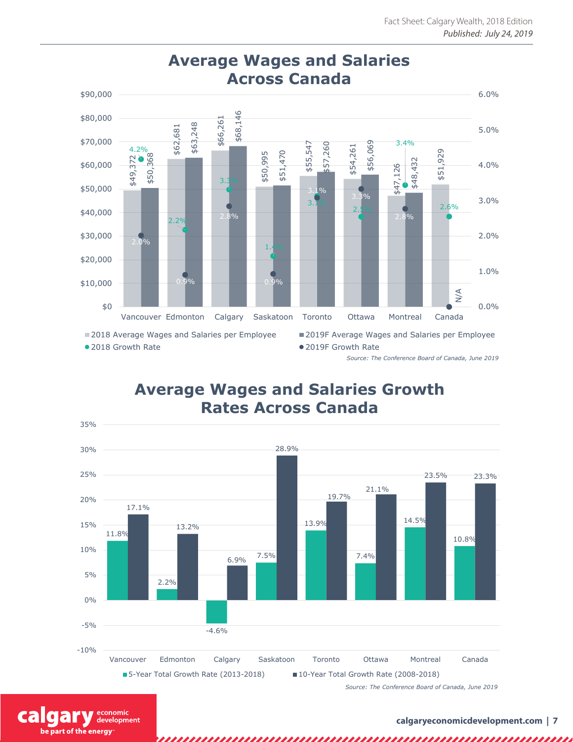## Average Wages and Salaries Across Canada

| City | 2018 Average Wages and Salaries per Employee | 2019F Average Wages and Salaries per Employee | 2018 Growth Rate | 2019F Growth Rate |
| --- | --- | --- | --- | --- |
| Vancouver | $49,372 | $50,368 | 4.2% | 2.0% |
| Edmonton | $62,681 | $63,248 | 2.2% | 0.9% |
| Calgary | $66,261 | $68,146 | 3.3% | 2.8% |
| Saskatoon | $50,995 | $51,470 | 1.4% | 0.9% |
| Toronto | $55,547 | $57,260 | 3.1% | 3.1% |
| Ottawa | $54,261 | $56,069 | 2.5% | 3.3% |
| Montreal | $47,126 | $48,432 | 3.4% | 2.8% |
| Canada | $51,929 | | 2.6% | N/A |

*Source: The Conference Board of Canada, June 2019*

## Average Wages and Salaries Growth Rates Across Canada

| City | 5-Year Total Growth Rate (2013-2018) | 10-Year Total Growth Rate (2008-2018) |
| --- | --- | --- |
| Vancouver | 11.8% | 17.1% |
| Edmonton | 2.2% | 13.2% |
| Calgary | -4.6% | 6.9% |
| Saskatoon | 7.5% | 28.9% |
| Toronto | 13.9% | 19.7% |
| Ottawa | 7.4% | 21.1% |
| Montreal | 14.5% | 23.5% |
| Canada | 10.8% | 23.3% |

*Source: The Conference Board of Canada, June 2019*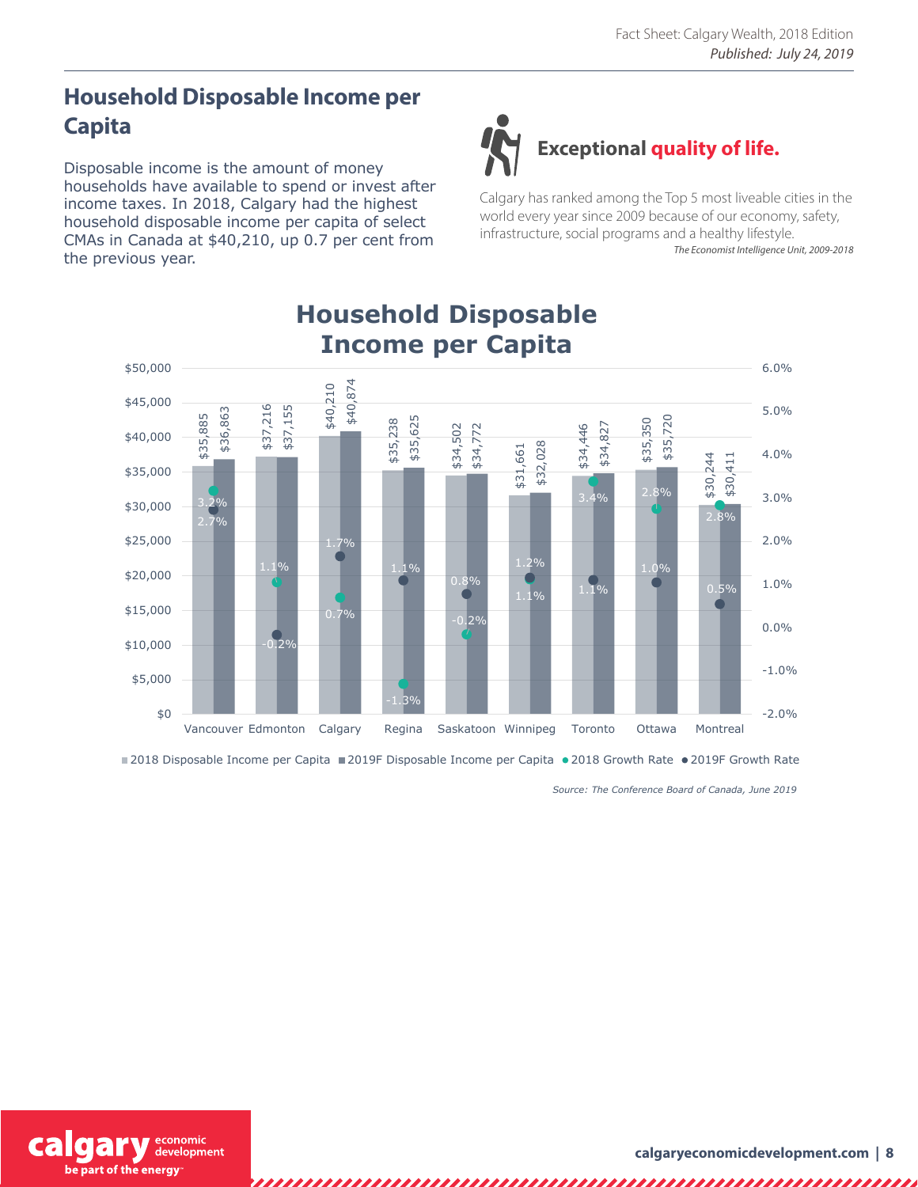## Household Disposable Income per Capita

Disposable income is the amount of money households have available to spend or invest after income taxes. In 2018, Calgary had the highest household disposable income per capita of select CMAs in Canada at $40,210, up 0.7 per cent from the previous year.

### Exceptional **quality of life.**

Calgary has ranked among the Top 5 most liveable cities in the world every year since 2009 because of our economy, safety, infrastructure, social programs and a healthy lifestyle.

*The Economist Intelligence Unit, 2009-2018*

**Household Disposable Income per Capita**

$50,000
$45,000
$40,000
$35,000
$30,000
$25,000
$20,000
$15,000
$10,000
$5,000
$0

6.0%
5.0%
4.0%
3.0%
2.0%
1.0%
0.0%
-1.0%
-2.0%

Vancouver: $35,885, $36,863, 3.2%, 2.7%
Edmonton: $37,216, $37,155, 1.1%, -0.2%
Calgary: $40,210, $40,874, 1.7%, 0.7%
Regina: $35,238, $35,625, 1.1%, -1.3%
Saskatoon: $34,502, $34,772, 0.8%, -0.2%
Winnipeg: $31,661, $32,028, 1.2%, 1.1%
Toronto: $34,446, $34,827, 3.4%, 1.1%
Ottawa: $35,350, $35,720, 2.8%, 1.0%
Montreal: $30,244, $30,411, 2.8%, 0.5%

2018 Disposable Income per Capita | 2019F Disposable Income per Capita | 2018 Growth Rate | 2019F Growth Rate

*Source: The Conference Board of Canada, June 2019*